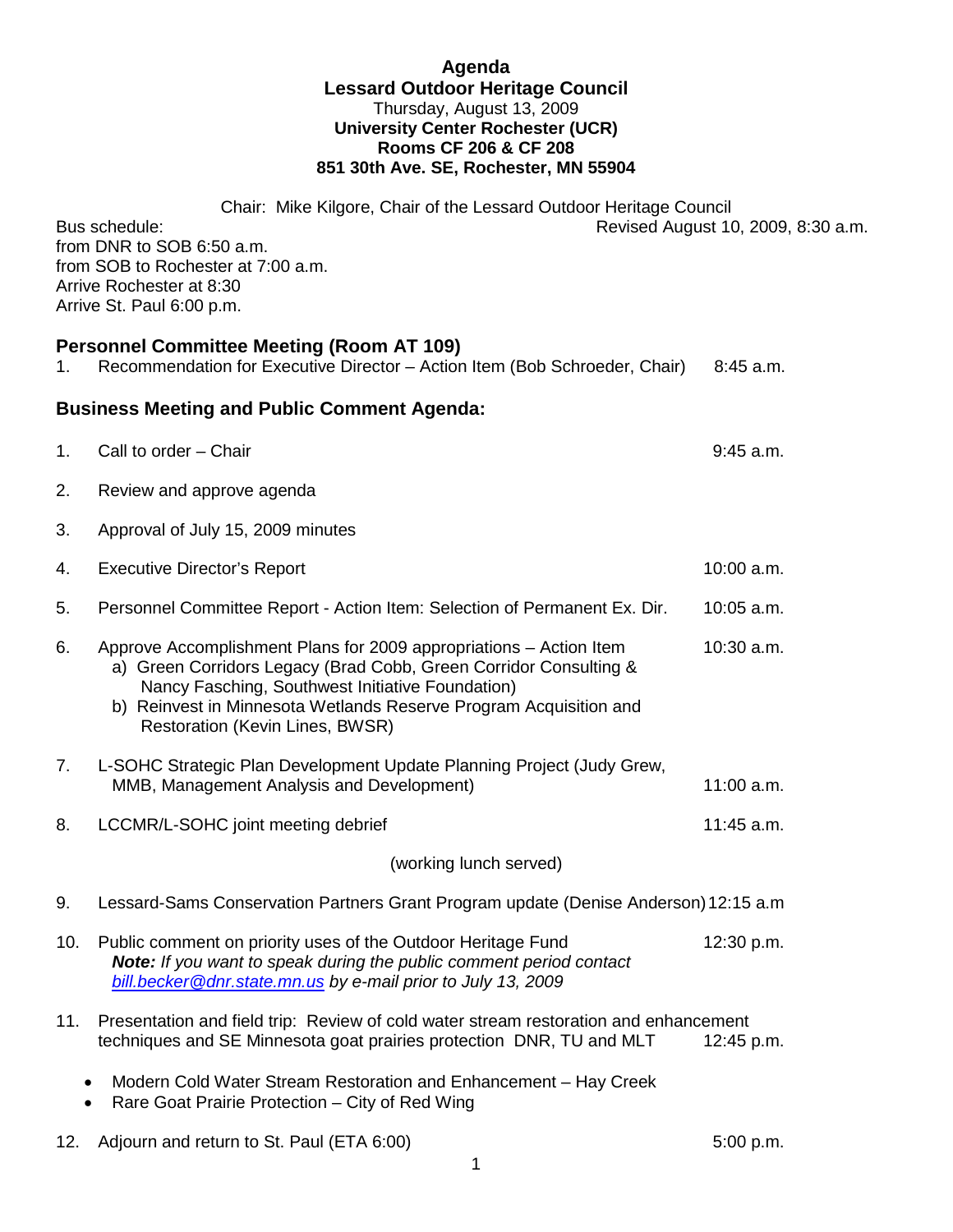# Agenda

## Lessard Outdoor Heritage Council

Thursday, August 13, 2009

**University Center Rochester (UCR)**
**Rooms CF 206 & CF 208**
**851 30th Ave. SE, Rochester, MN 55904**

Chair: Mike Kilgore, Chair of the Lessard Outdoor Heritage Council

Revised August 10, 2009, 8:30 a.m.

Bus schedule:
from DNR to SOB 6:50 a.m.
from SOB to Rochester at 7:00 a.m.
Arrive Rochester at 8:30
Arrive St. Paul 6:00 p.m.

### Personnel Committee Meeting (Room AT 109)

1. Recommendation for Executive Director – Action Item (Bob Schroeder, Chair) — 8:45 a.m.

### Business Meeting and Public Comment Agenda:

1. Call to order – Chair — 9:45 a.m.
2. Review and approve agenda
3. Approval of July 15, 2009 minutes
4. Executive Director's Report — 10:00 a.m.
5. Personnel Committee Report - Action Item: Selection of Permanent Ex. Dir. — 10:05 a.m.
6. Approve Accomplishment Plans for 2009 appropriations – Action Item — 10:30 a.m.
   a) Green Corridors Legacy (Brad Cobb, Green Corridor Consulting & Nancy Fasching, Southwest Initiative Foundation)
   b) Reinvest in Minnesota Wetlands Reserve Program Acquisition and Restoration (Kevin Lines, BWSR)
7. L-SOHC Strategic Plan Development Update Planning Project (Judy Grew, MMB, Management Analysis and Development) — 11:00 a.m.
8. LCCMR/L-SOHC joint meeting debrief — 11:45 a.m.

   (working lunch served)

9. Lessard-Sams Conservation Partners Grant Program update (Denise Anderson) — 12:15 a.m
10. Public comment on priority uses of the Outdoor Heritage Fund — 12:30 p.m.
    ***Note:*** *If you want to speak during the public comment period contact bill.becker@dnr.state.mn.us by e-mail prior to July 13, 2009*
11. Presentation and field trip: Review of cold water stream restoration and enhancement techniques and SE Minnesota goat prairies protection DNR, TU and MLT — 12:45 p.m.
    - Modern Cold Water Stream Restoration and Enhancement – Hay Creek
    - Rare Goat Prairie Protection – City of Red Wing
12. Adjourn and return to St. Paul (ETA 6:00) — 5:00 p.m.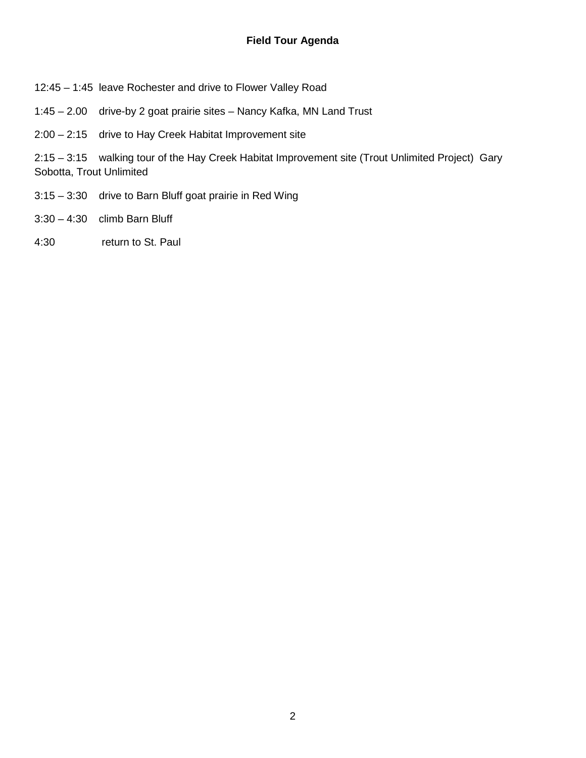**Field Tour Agenda**

12:45 – 1:45 leave Rochester and drive to Flower Valley Road

1:45 – 2.00 drive-by 2 goat prairie sites – Nancy Kafka, MN Land Trust

2:00 – 2:15 drive to Hay Creek Habitat Improvement site

2:15 – 3:15 walking tour of the Hay Creek Habitat Improvement site (Trout Unlimited Project) Gary Sobotta, Trout Unlimited

3:15 – 3:30 drive to Barn Bluff goat prairie in Red Wing

3:30 – 4:30 climb Barn Bluff

4:30 return to St. Paul